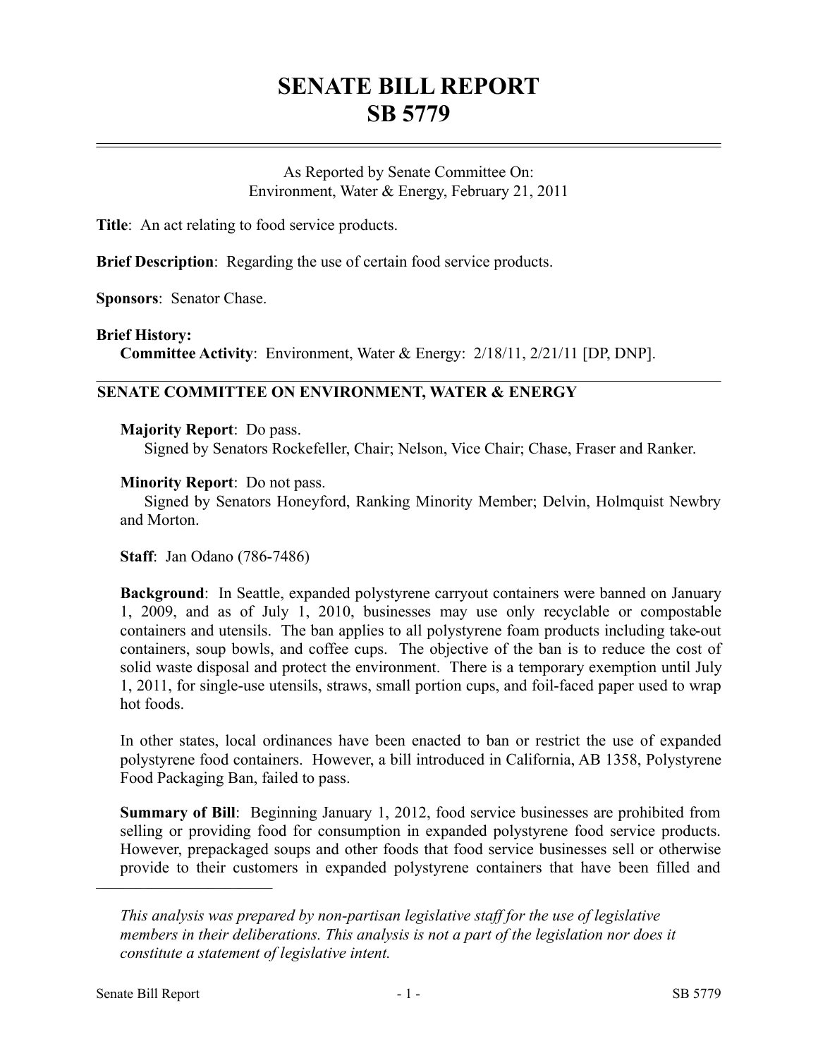# SENATE BILL REPORT
# SB 5779

As Reported by Senate Committee On:
Environment, Water & Energy, February 21, 2011

**Title**: An act relating to food service products.

**Brief Description**: Regarding the use of certain food service products.

**Sponsors**: Senator Chase.

**Brief History:**
**Committee Activity**: Environment, Water & Energy: 2/18/11, 2/21/11 [DP, DNP].

## SENATE COMMITTEE ON ENVIRONMENT, WATER & ENERGY

**Majority Report**: Do pass.
Signed by Senators Rockefeller, Chair; Nelson, Vice Chair; Chase, Fraser and Ranker.

**Minority Report**: Do not pass.
Signed by Senators Honeyford, Ranking Minority Member; Delvin, Holmquist Newbry and Morton.

**Staff**: Jan Odano (786-7486)

**Background**: In Seattle, expanded polystyrene carryout containers were banned on January 1, 2009, and as of July 1, 2010, businesses may use only recyclable or compostable containers and utensils. The ban applies to all polystyrene foam products including take-out containers, soup bowls, and coffee cups. The objective of the ban is to reduce the cost of solid waste disposal and protect the environment. There is a temporary exemption until July 1, 2011, for single-use utensils, straws, small portion cups, and foil-faced paper used to wrap hot foods.

In other states, local ordinances have been enacted to ban or restrict the use of expanded polystyrene food containers. However, a bill introduced in California, AB 1358, Polystyrene Food Packaging Ban, failed to pass.

**Summary of Bill**: Beginning January 1, 2012, food service businesses are prohibited from selling or providing food for consumption in expanded polystyrene food service products. However, prepackaged soups and other foods that food service businesses sell or otherwise provide to their customers in expanded polystyrene containers that have been filled and

---

*This analysis was prepared by non-partisan legislative staff for the use of legislative members in their deliberations. This analysis is not a part of the legislation nor does it constitute a statement of legislative intent.*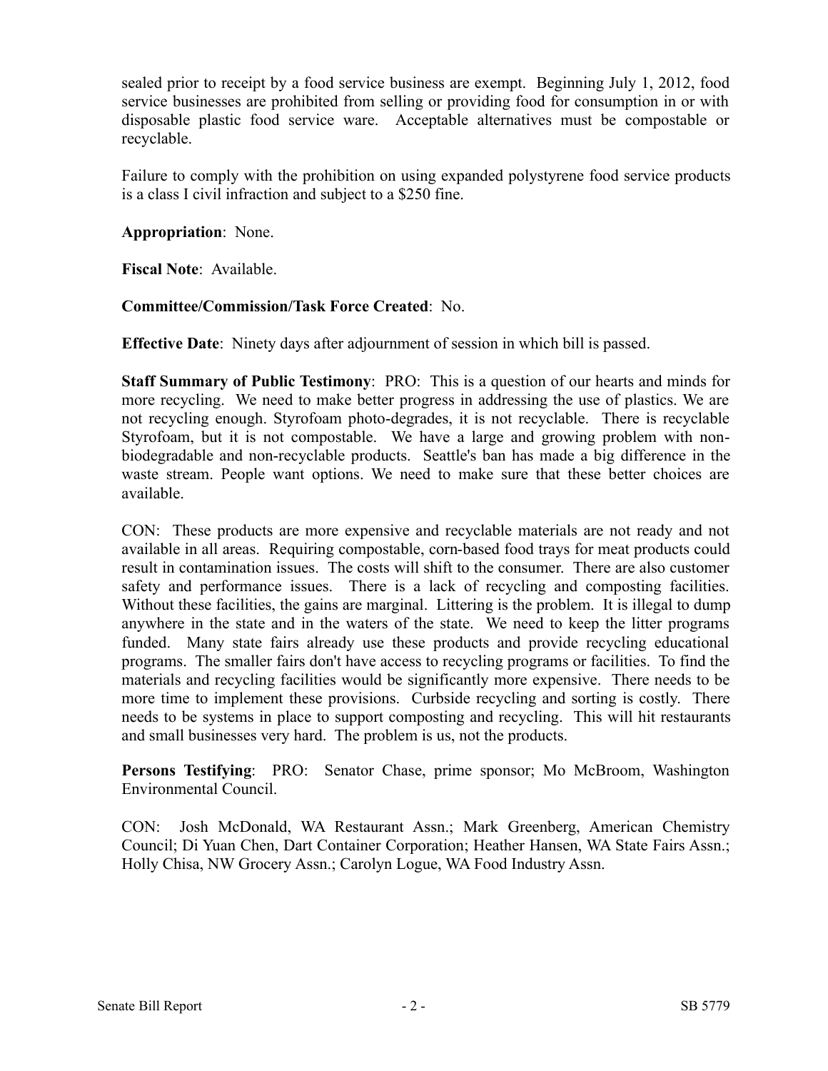sealed prior to receipt by a food service business are exempt. Beginning July 1, 2012, food service businesses are prohibited from selling or providing food for consumption in or with disposable plastic food service ware. Acceptable alternatives must be compostable or recyclable.

Failure to comply with the prohibition on using expanded polystyrene food service products is a class I civil infraction and subject to a $250 fine.

**Appropriation**: None.

**Fiscal Note**: Available.

**Committee/Commission/Task Force Created**: No.

**Effective Date**: Ninety days after adjournment of session in which bill is passed.

**Staff Summary of Public Testimony**: PRO: This is a question of our hearts and minds for more recycling. We need to make better progress in addressing the use of plastics. We are not recycling enough. Styrofoam photo-degrades, it is not recyclable. There is recyclable Styrofoam, but it is not compostable. We have a large and growing problem with non-biodegradable and non-recyclable products. Seattle's ban has made a big difference in the waste stream. People want options. We need to make sure that these better choices are available.

CON: These products are more expensive and recyclable materials are not ready and not available in all areas. Requiring compostable, corn-based food trays for meat products could result in contamination issues. The costs will shift to the consumer. There are also customer safety and performance issues. There is a lack of recycling and composting facilities. Without these facilities, the gains are marginal. Littering is the problem. It is illegal to dump anywhere in the state and in the waters of the state. We need to keep the litter programs funded. Many state fairs already use these products and provide recycling educational programs. The smaller fairs don't have access to recycling programs or facilities. To find the materials and recycling facilities would be significantly more expensive. There needs to be more time to implement these provisions. Curbside recycling and sorting is costly. There needs to be systems in place to support composting and recycling. This will hit restaurants and small businesses very hard. The problem is us, not the products.

**Persons Testifying**: PRO: Senator Chase, prime sponsor; Mo McBroom, Washington Environmental Council.

CON: Josh McDonald, WA Restaurant Assn.; Mark Greenberg, American Chemistry Council; Di Yuan Chen, Dart Container Corporation; Heather Hansen, WA State Fairs Assn.; Holly Chisa, NW Grocery Assn.; Carolyn Logue, WA Food Industry Assn.